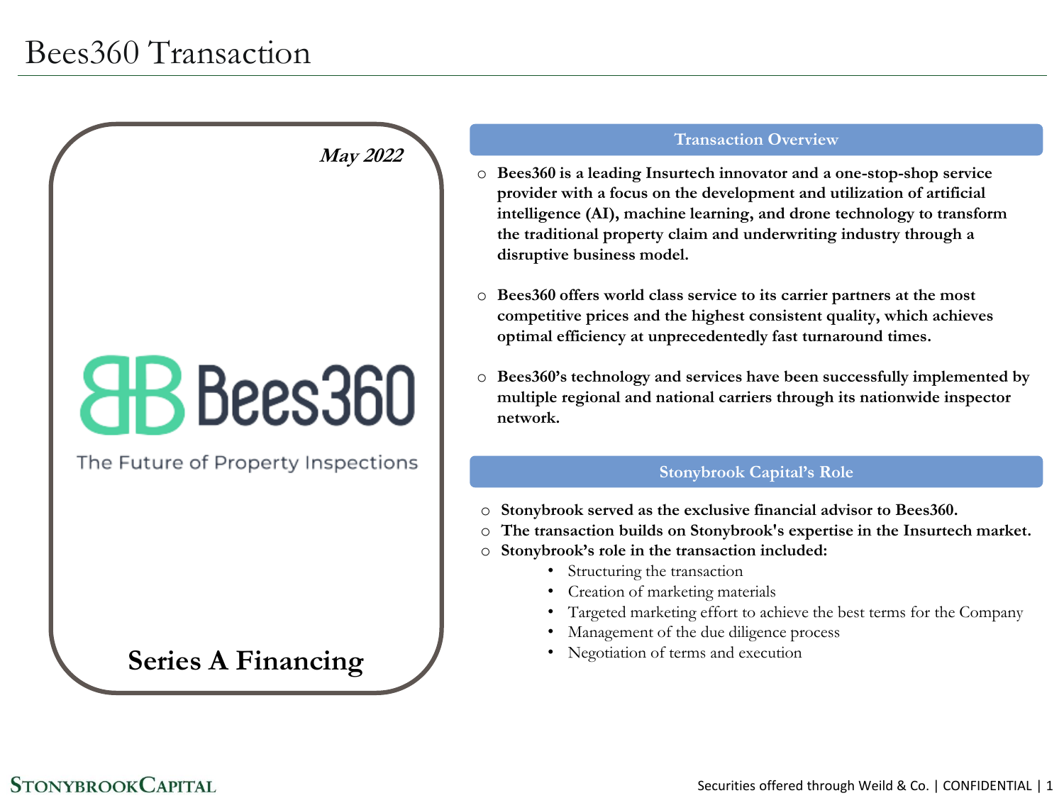# Bees360 Transaction

*May 2022*

Bees360

The Future of Property Inspections

**Series A Financing**

## Transaction Overview

- **Bees360 is a leading Insurtech innovator and a one-stop-shop service provider with a focus on the development and utilization of artificial intelligence (AI), machine learning, and drone technology to transform the traditional property claim and underwriting industry through a disruptive business model.**
- **Bees360 offers world class service to its carrier partners at the most competitive prices and the highest consistent quality, which achieves optimal efficiency at unprecedentedly fast turnaround times.**
- **Bees360's technology and services have been successfully implemented by multiple regional and national carriers through its nationwide inspector network.**

## Stonybrook Capital's Role

- **Stonybrook served as the exclusive financial advisor to Bees360.**
- **The transaction builds on Stonybrook's expertise in the Insurtech market.**
- **Stonybrook's role in the transaction included:**
  - Structuring the transaction
  - Creation of marketing materials
  - Targeted marketing effort to achieve the best terms for the Company
  - Management of the due diligence process
  - Negotiation of terms and execution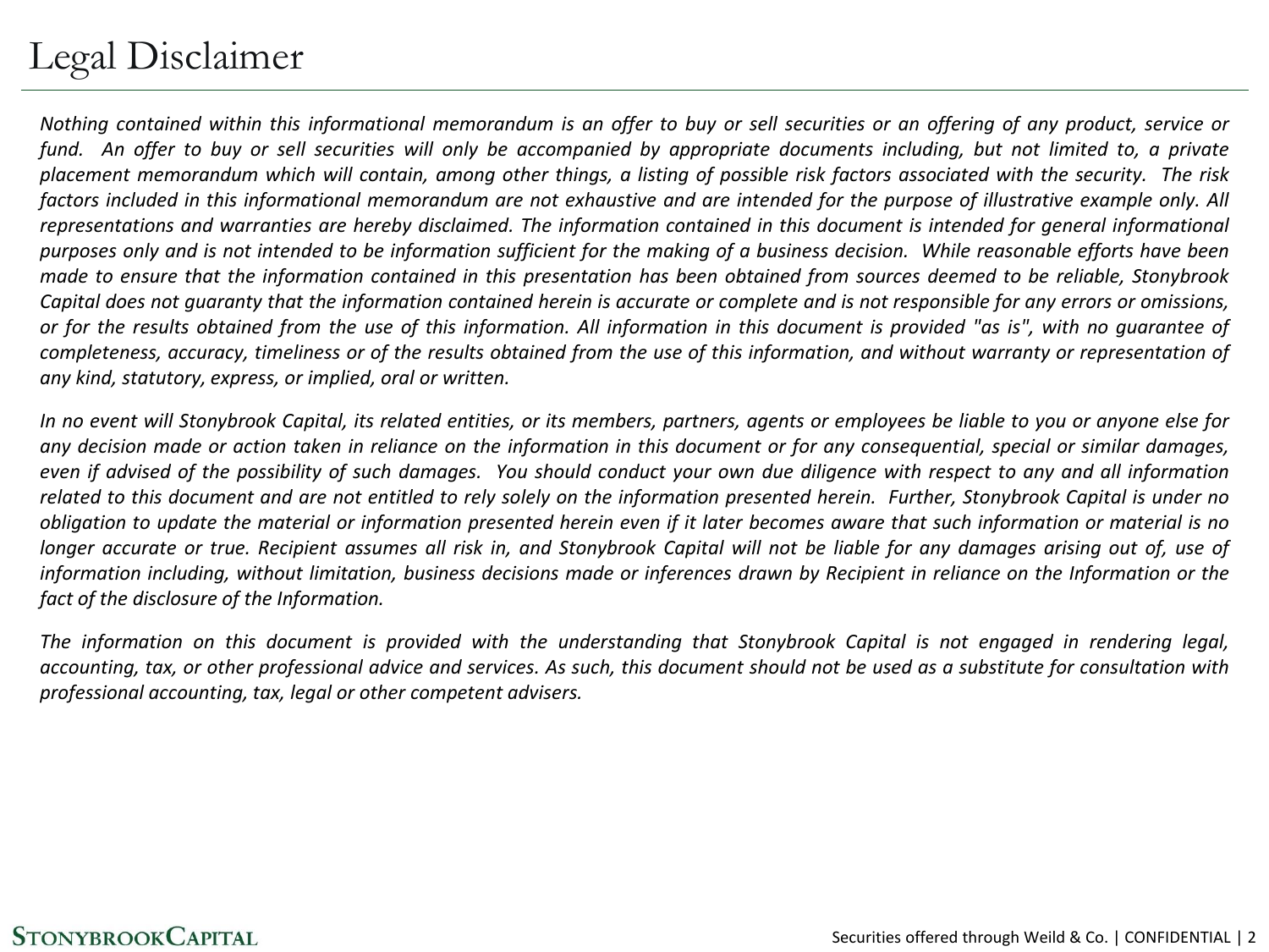# Legal Disclaimer

*Nothing contained within this informational memorandum is an offer to buy or sell securities or an offering of any product, service or fund. An offer to buy or sell securities will only be accompanied by appropriate documents including, but not limited to, a private placement memorandum which will contain, among other things, a listing of possible risk factors associated with the security. The risk factors included in this informational memorandum are not exhaustive and are intended for the purpose of illustrative example only. All representations and warranties are hereby disclaimed. The information contained in this document is intended for general informational purposes only and is not intended to be information sufficient for the making of a business decision. While reasonable efforts have been made to ensure that the information contained in this presentation has been obtained from sources deemed to be reliable, Stonybrook Capital does not guaranty that the information contained herein is accurate or complete and is not responsible for any errors or omissions, or for the results obtained from the use of this information. All information in this document is provided "as is", with no guarantee of completeness, accuracy, timeliness or of the results obtained from the use of this information, and without warranty or representation of any kind, statutory, express, or implied, oral or written.*

*In no event will Stonybrook Capital, its related entities, or its members, partners, agents or employees be liable to you or anyone else for any decision made or action taken in reliance on the information in this document or for any consequential, special or similar damages, even if advised of the possibility of such damages. You should conduct your own due diligence with respect to any and all information related to this document and are not entitled to rely solely on the information presented herein. Further, Stonybrook Capital is under no obligation to update the material or information presented herein even if it later becomes aware that such information or material is no longer accurate or true. Recipient assumes all risk in, and Stonybrook Capital will not be liable for any damages arising out of, use of information including, without limitation, business decisions made or inferences drawn by Recipient in reliance on the Information or the fact of the disclosure of the Information.*

*The information on this document is provided with the understanding that Stonybrook Capital is not engaged in rendering legal, accounting, tax, or other professional advice and services. As such, this document should not be used as a substitute for consultation with professional accounting, tax, legal or other competent advisers.*

STONYBROOKCAPITAL

Securities offered through Weild & Co. | CONFIDENTIAL